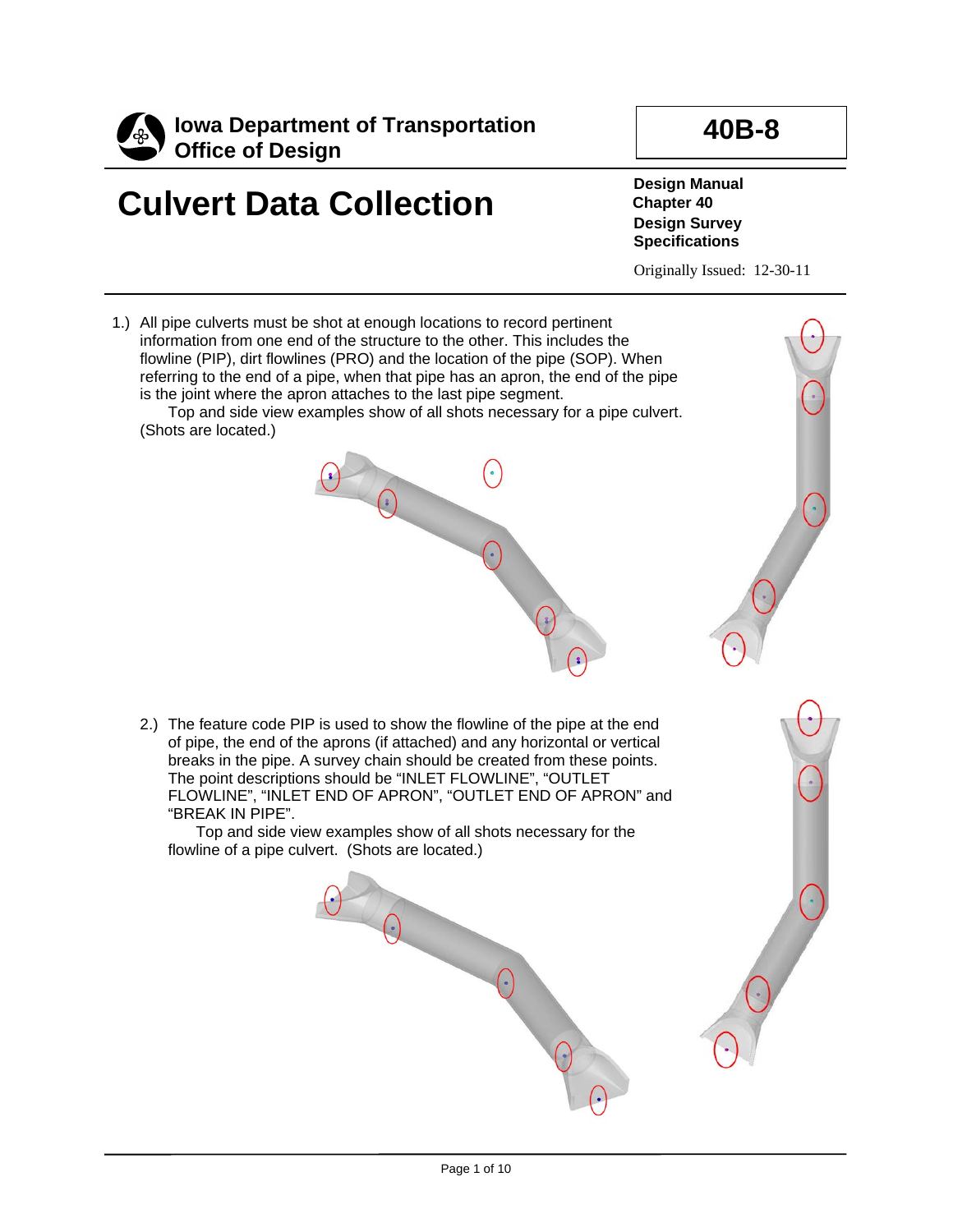**Iowa Department of Transportation**
**Office of Design**

**40B-8**

# Culvert Data Collection

**Design Manual**
**Chapter 40**
**Design Survey Specifications**

Originally Issued: 12-30-11

1.) All pipe culverts must be shot at enough locations to record pertinent information from one end of the structure to the other. This includes the flowline (PIP), dirt flowlines (PRO) and the location of the pipe (SOP). When referring to the end of a pipe, when that pipe has an apron, the end of the pipe is the joint where the apron attaches to the last pipe segment.

Top and side view examples show of all shots necessary for a pipe culvert. (Shots are located.)

2.) The feature code PIP is used to show the flowline of the pipe at the end of pipe, the end of the aprons (if attached) and any horizontal or vertical breaks in the pipe. A survey chain should be created from these points. The point descriptions should be “INLET FLOWLINE”, “OUTLET FLOWLINE”, “INLET END OF APRON”, “OUTLET END OF APRON” and “BREAK IN PIPE”.

Top and side view examples show of all shots necessary for the flowline of a pipe culvert. (Shots are located.)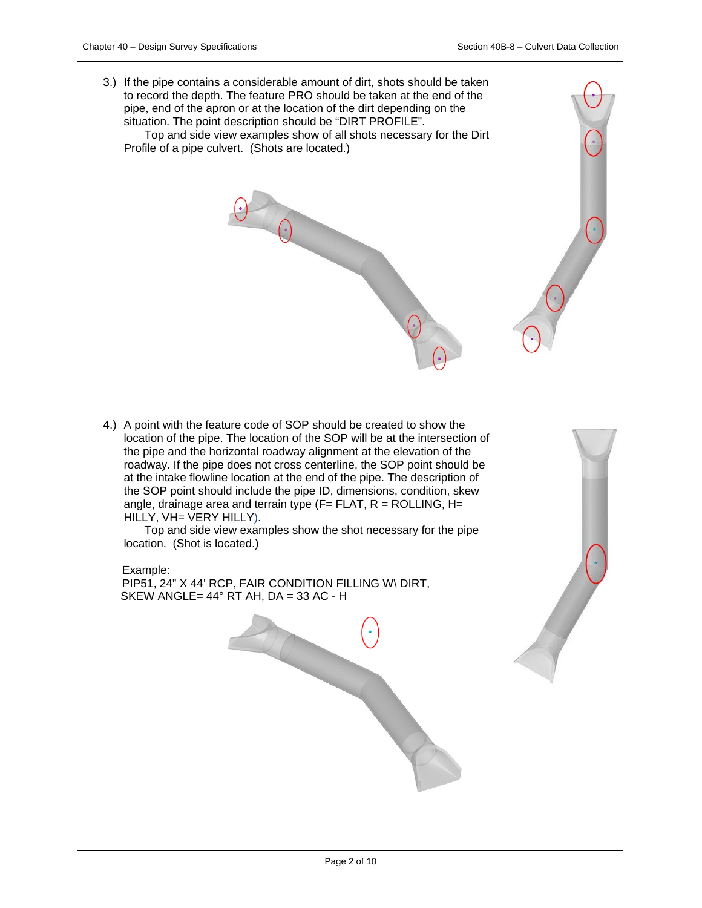3.) If the pipe contains a considerable amount of dirt, shots should be taken to record the depth. The feature PRO should be taken at the end of the pipe, end of the apron or at the location of the dirt depending on the situation. The point description should be “DIRT PROFILE”.

Top and side view examples show of all shots necessary for the Dirt Profile of a pipe culvert. (Shots are located.)

4.) A point with the feature code of SOP should be created to show the location of the pipe. The location of the SOP will be at the intersection of the pipe and the horizontal roadway alignment at the elevation of the roadway. If the pipe does not cross centerline, the SOP point should be at the intake flowline location at the end of the pipe. The description of the SOP point should include the pipe ID, dimensions, condition, skew angle, drainage area and terrain type (F= FLAT, R = ROLLING, H= HILLY, VH= VERY HILLY).

Top and side view examples show the shot necessary for the pipe location. (Shot is located.)

Example:
PIP51, 24” X 44’ RCP, FAIR CONDITION FILLING W\ DIRT, SKEW ANGLE= 44° RT AH, DA = 33 AC - H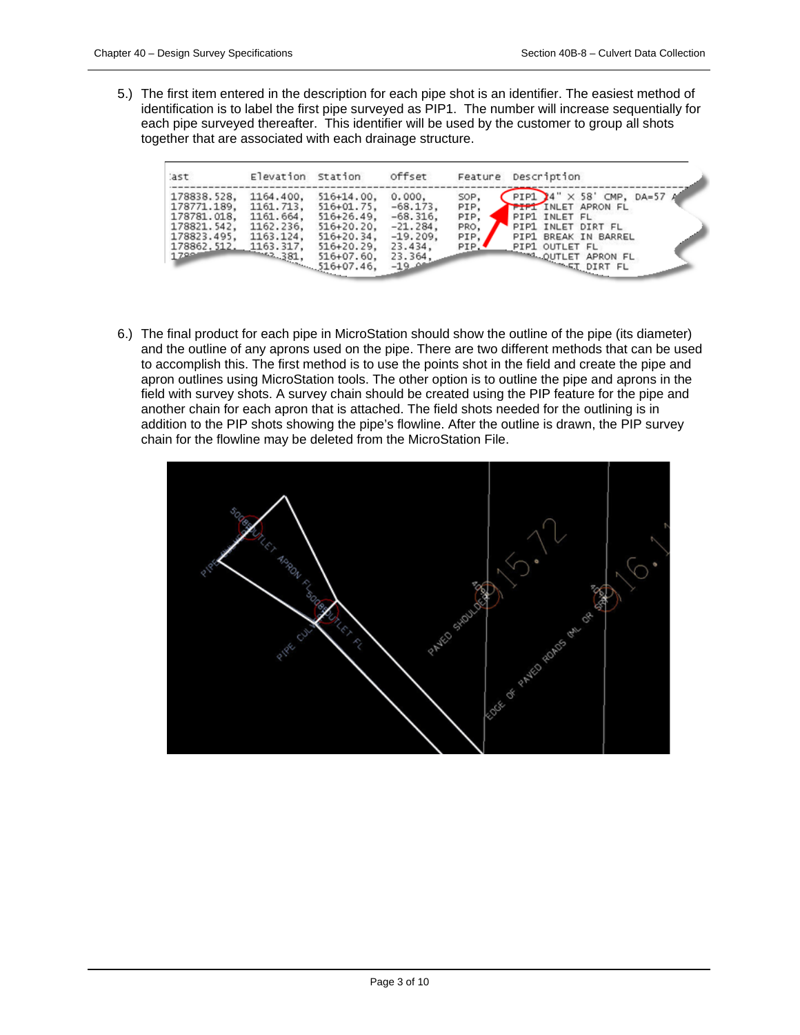5.) The first item entered in the description for each pipe shot is an identifier. The easiest method of identification is to label the first pipe surveyed as PIP1. The number will increase sequentially for each pipe surveyed thereafter. This identifier will be used by the customer to group all shots together that are associated with each drainage structure.

6.) The final product for each pipe in MicroStation should show the outline of the pipe (its diameter) and the outline of any aprons used on the pipe. There are two different methods that can be used to accomplish this. The first method is to use the points shot in the field and create the pipe and apron outlines using MicroStation tools. The other option is to outline the pipe and aprons in the field with survey shots. A survey chain should be created using the PIP feature for the pipe and another chain for each apron that is attached. The field shots needed for the outlining is in addition to the PIP shots showing the pipe's flowline. After the outline is drawn, the PIP survey chain for the flowline may be deleted from the MicroStation File.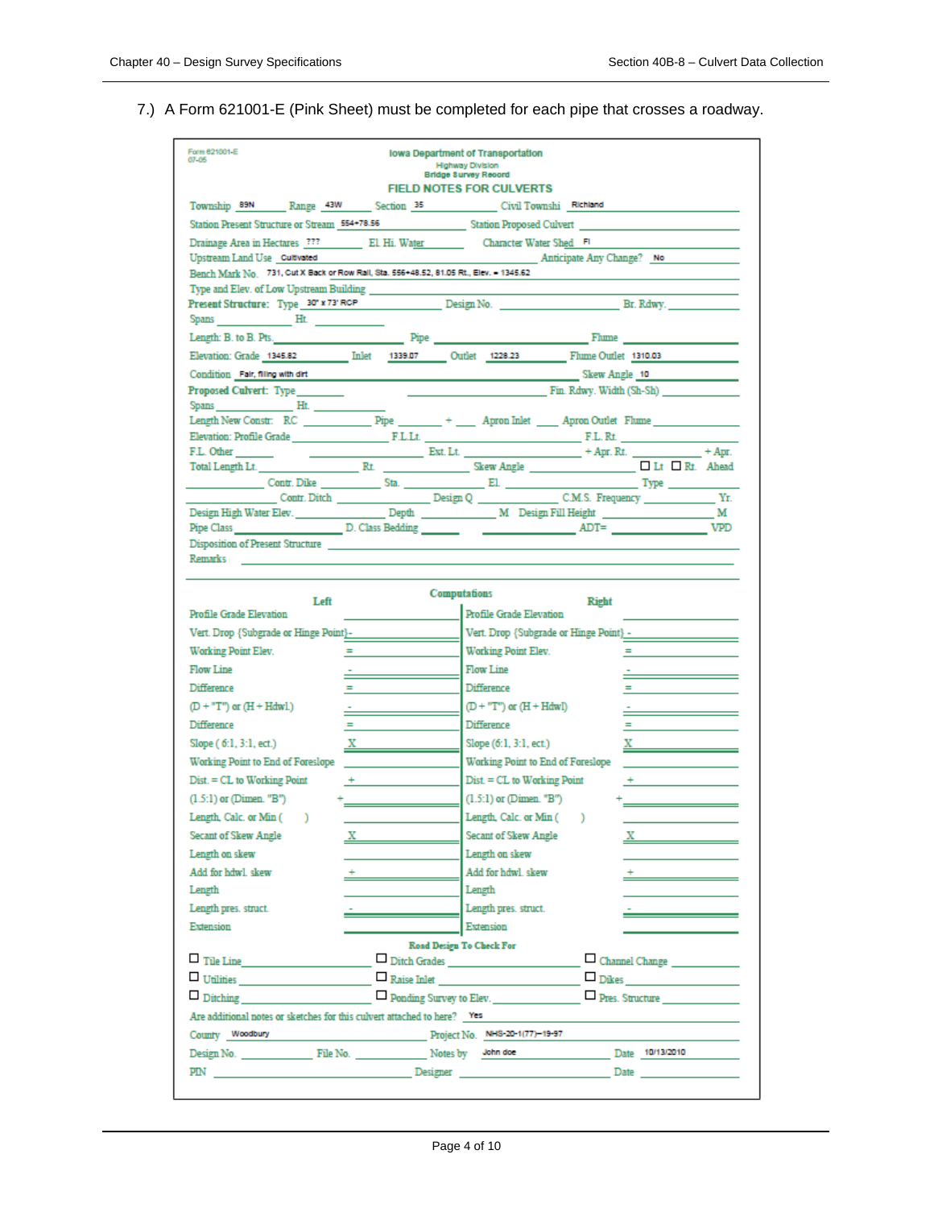7.) A Form 621001-E (Pink Sheet) must be completed for each pipe that crosses a roadway.

Form 621001-E
07-05

**Iowa Department of Transportation**
Highway Division
Bridge Survey Record

**FIELD NOTES FOR CULVERTS**

Township 89N Range 43W Section 35 Civil Townshi Richland

Station Present Structure or Stream 554+78.56 Station Proposed Culvert

Drainage Area in Hectares ??? El. Hi. Water Character Water Shed Fl

Upstream Land Use Cultivated Anticipate Any Change? No

Bench Mark No. 731, Cut X Back or Row Rail, Sta. 556+48.52, 81.05 Rt., Elev. = 1345.62

Type and Elev. of Low Upstream Building

**Present Structure:** Type 30" x 73' RCP Design No. Br. Rdwy.

Spans Ht.

Length: B. to B. Pts. Pipe Flume

Elevation: Grade 1345.82 Inlet 1339.07 Outlet 1228.23 Flume Outlet 1310.03

Condition Fair, filling with dirt Skew Angle 10

**Proposed Culvert:** Type Fin. Rdwy. Width (Sh-Sh)

Spans Ht.

Length New Constr: RC Pipe + Apron Inlet Apron Outlet Flume

Elevation: Profile Grade F.L.Lt. F.L.Rt.

F.L. Other Ext. Lt. + Apr. Rt. + Apr.

Total Length Lt. Rt. Skew Angle ☐ Lt ☐ Rt. Ahead

Contr. Dike Sta. El. Type

Contr. Ditch Design Q C.M.S. Frequency Yr.

Design High Water Elev. Depth M Design Fill Height M

Pipe Class D. Class Bedding ADT= VPD

Disposition of Present Structure

Remarks

**Computations**

| Left | | Right | |
|---|---|---|---|
| Profile Grade Elevation | | Profile Grade Elevation | |
| Vert. Drop (Subgrade or Hinge Point) | - | Vert. Drop (Subgrade or Hinge Point) | - |
| Working Point Elev. | = | Working Point Elev. | = |
| Flow Line | - | Flow Line | - |
| Difference | = | Difference | = |
| (D + "T") or (H + Hdwl.) | - | (D + "T") or (H + Hdwl) | - |
| Difference | = | Difference | = |
| Slope ( 6:1, 3:1, ect.) | X | Slope (6:1, 3:1, ect.) | X |
| Working Point to End of Foreslope | | Working Point to End of Foreslope | |
| Dist. = CL to Working Point | + | Dist. = CL to Working Point | + |
| (1.5:1) or (Dimen. "B") | + | (1.5:1) or (Dimen. "B") | + |
| Length, Calc. or Min ( ) | | Length, Calc. or Min ( ) | |
| Secant of Skew Angle | X | Secant of Skew Angle | X |
| Length on skew | | Length on skew | |
| Add for hdwl. skew | + | Add for hdwl. skew | + |
| Length | | Length | |
| Length pres. struct. | - | Length pres. struct. | - |
| Extension | | Extension | |

**Road Design To Check For**

☐ Tile Line ☐ Ditch Grades ☐ Channel Change

☐ Utilities ☐ Raise Inlet ☐ Dikes

☐ Ditching ☐ Ponding Survey to Elev. ☐ Pres. Structure

Are additional notes or sketches for this culvert attached to here? Yes

County Woodbury Project No. NHS-20-1(77)--19-97

Design No. File No. Notes by John doe Date 10/13/2010

PIN Designer Date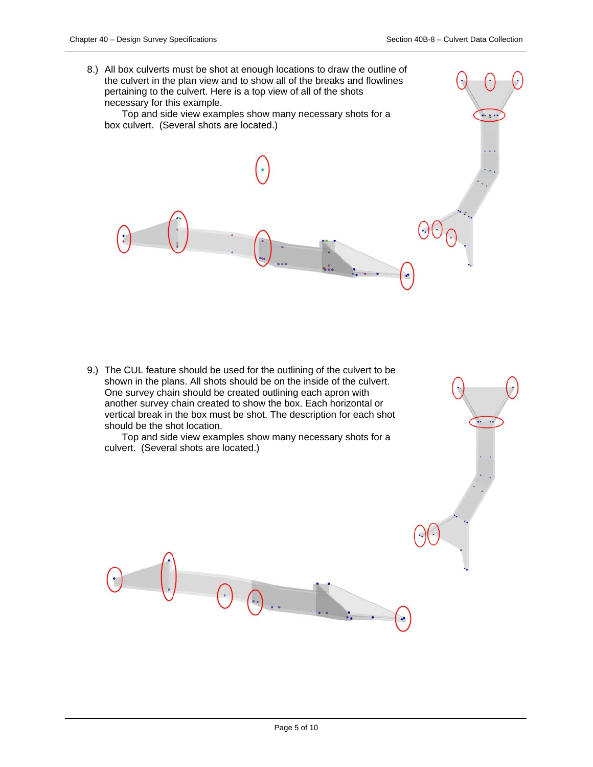8.) All box culverts must be shot at enough locations to draw the outline of the culvert in the plan view and to show all of the breaks and flowlines pertaining to the culvert. Here is a top view of all of the shots necessary for this example.

   Top and side view examples show many necessary shots for a box culvert. (Several shots are located.)

9.) The CUL feature should be used for the outlining of the culvert to be shown in the plans. All shots should be on the inside of the culvert. One survey chain should be created outlining each apron with another survey chain created to show the box. Each horizontal or vertical break in the box must be shot. The description for each shot should be the shot location.

   Top and side view examples show many necessary shots for a culvert. (Several shots are located.)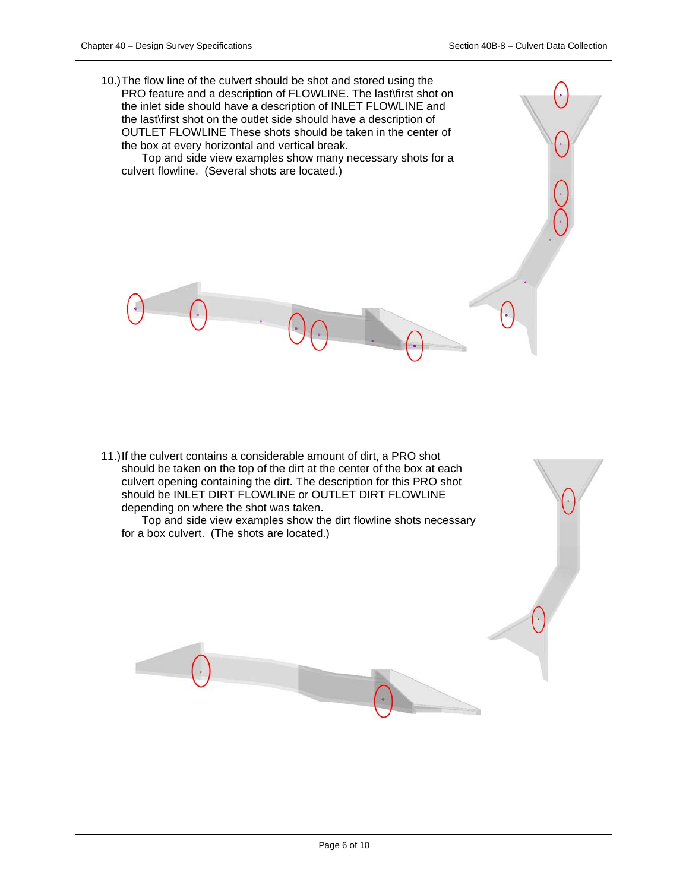10.) The flow line of the culvert should be shot and stored using the PRO feature and a description of FLOWLINE. The last\first shot on the inlet side should have a description of INLET FLOWLINE and the last\first shot on the outlet side should have a description of OUTLET FLOWLINE These shots should be taken in the center of the box at every horizontal and vertical break.

   Top and side view examples show many necessary shots for a culvert flowline. (Several shots are located.)

11.) If the culvert contains a considerable amount of dirt, a PRO shot should be taken on the top of the dirt at the center of the box at each culvert opening containing the dirt. The description for this PRO shot should be INLET DIRT FLOWLINE or OUTLET DIRT FLOWLINE depending on where the shot was taken.

   Top and side view examples show the dirt flowline shots necessary for a box culvert. (The shots are located.)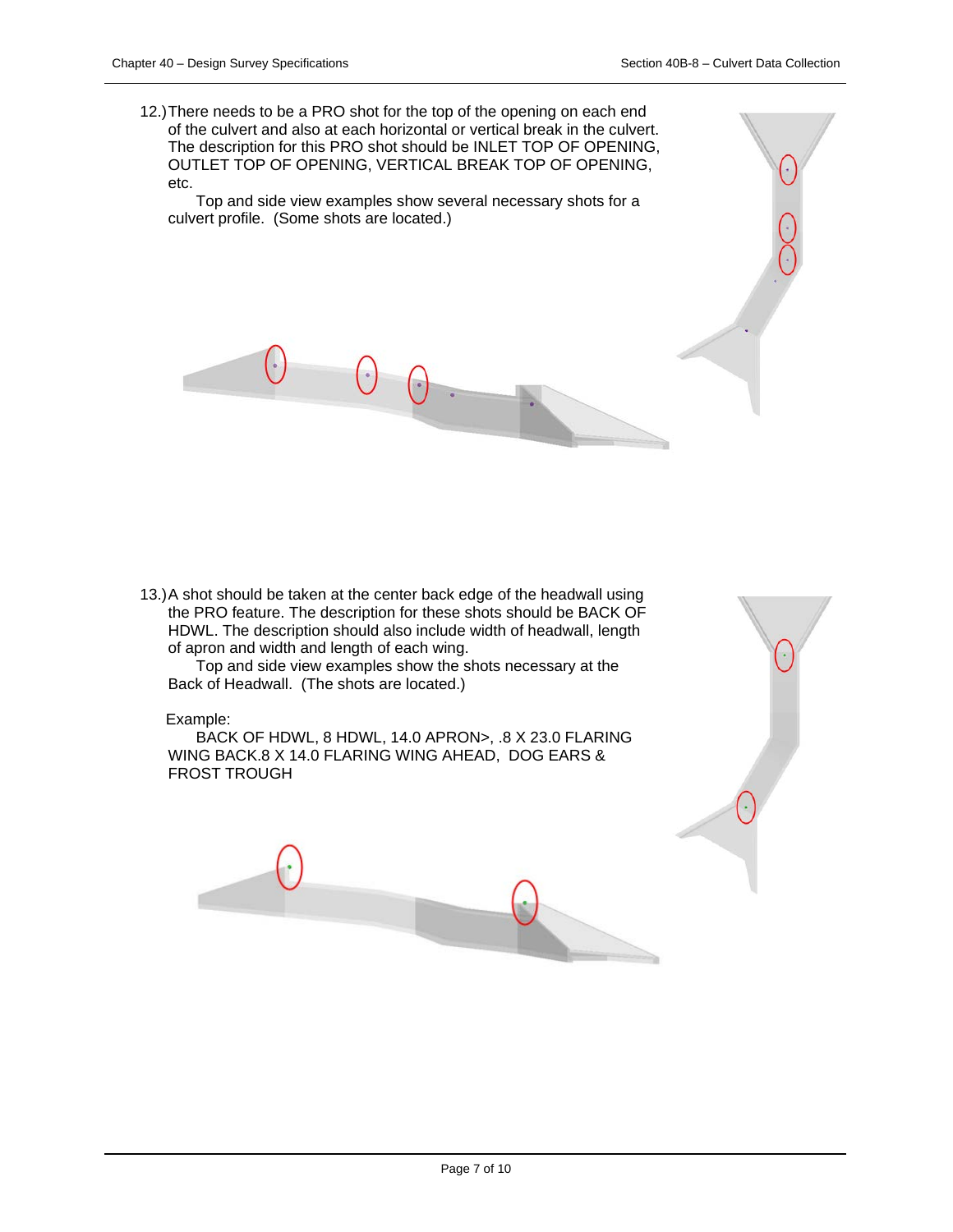12.) There needs to be a PRO shot for the top of the opening on each end of the culvert and also at each horizontal or vertical break in the culvert. The description for this PRO shot should be INLET TOP OF OPENING, OUTLET TOP OF OPENING, VERTICAL BREAK TOP OF OPENING, etc.

Top and side view examples show several necessary shots for a culvert profile. (Some shots are located.)

13.) A shot should be taken at the center back edge of the headwall using the PRO feature. The description for these shots should be BACK OF HDWL. The description should also include width of headwall, length of apron and width and length of each wing.

Top and side view examples show the shots necessary at the Back of Headwall. (The shots are located.)

Example:

BACK OF HDWL, 8 HDWL, 14.0 APRON>, .8 X 23.0 FLARING WING BACK.8 X 14.0 FLARING WING AHEAD, DOG EARS & FROST TROUGH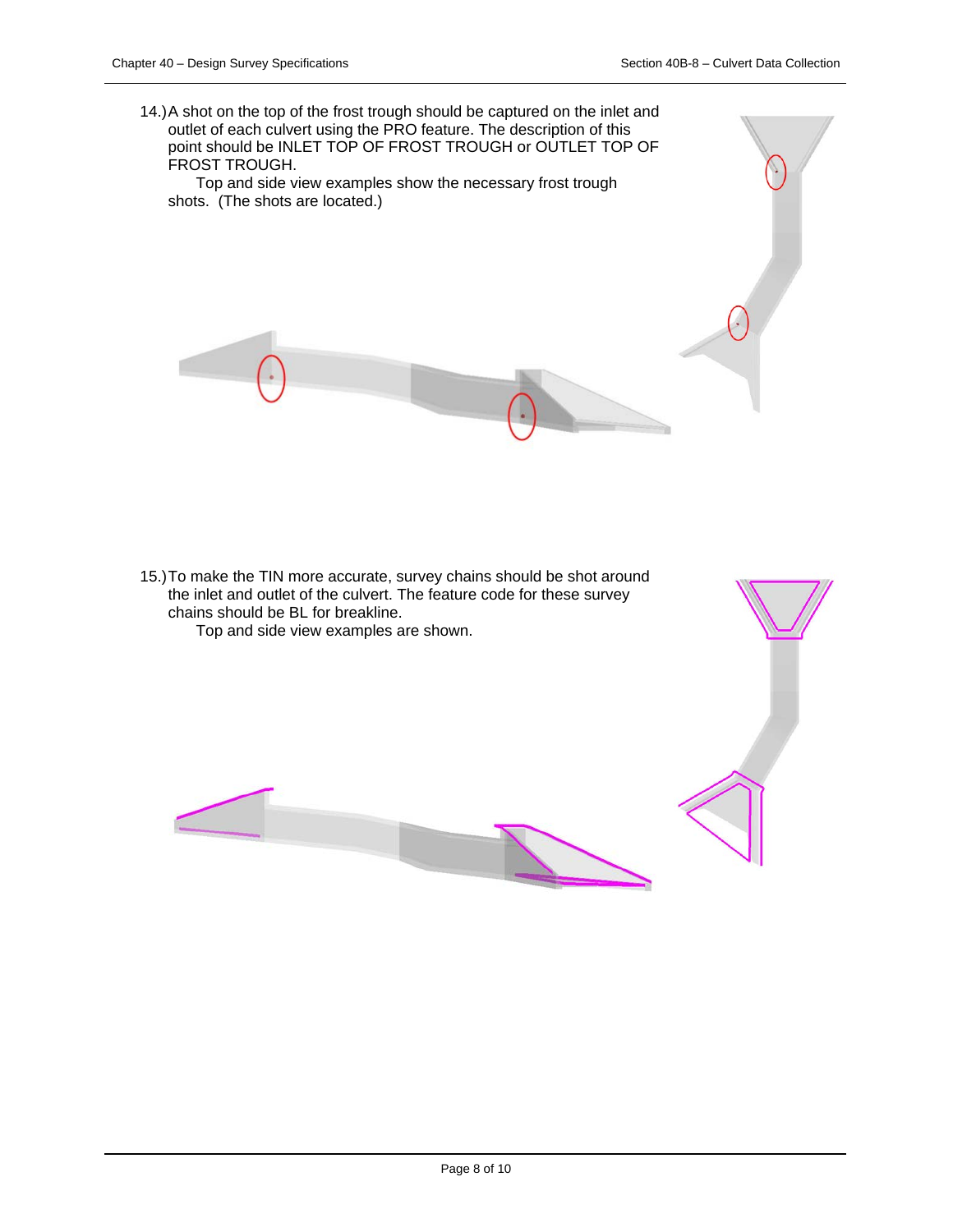14.) A shot on the top of the frost trough should be captured on the inlet and outlet of each culvert using the PRO feature. The description of this point should be INLET TOP OF FROST TROUGH or OUTLET TOP OF FROST TROUGH.

Top and side view examples show the necessary frost trough shots. (The shots are located.)

15.) To make the TIN more accurate, survey chains should be shot around the inlet and outlet of the culvert. The feature code for these survey chains should be BL for breakline.

Top and side view examples are shown.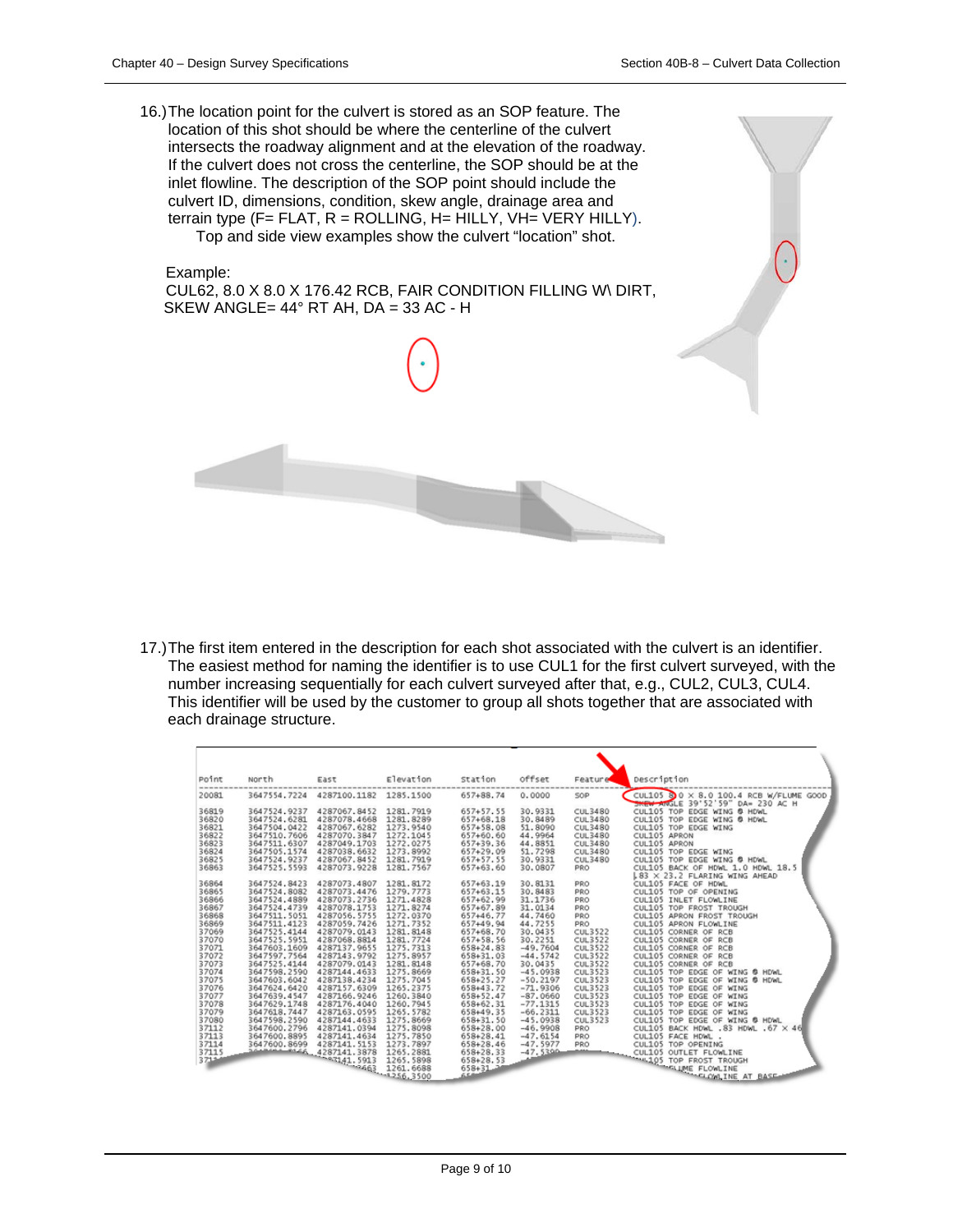16.) The location point for the culvert is stored as an SOP feature. The location of this shot should be where the centerline of the culvert intersects the roadway alignment and at the elevation of the roadway. If the culvert does not cross the centerline, the SOP point should be at the inlet flowline. The description of the SOP point should include the culvert ID, dimensions, condition, skew angle, drainage area and terrain type (F= FLAT, R = ROLLING, H= HILLY, VH= VERY HILLY). Top and side view examples show the culvert "location" shot.

Example:
CUL62, 8.0 X 8.0 X 176.42 RCB, FAIR CONDITION FILLING W\ DIRT, SKEW ANGLE= 44° RT AH, DA = 33 AC - H

17.) The first item entered in the description for each shot associated with the culvert is an identifier. The easiest method for naming the identifier is to use CUL1 for the first culvert surveyed, with the number increasing sequentially for each culvert surveyed after that, e.g., CUL2, CUL3, CUL4. This identifier will be used by the customer to group all shots together that are associated with each drainage structure.

| Point | North | East | Elevation | Station | Offset | Feature | Description |
|---|---|---|---|---|---|---|---|
| 20081 | 3647554.7224 | 4287100.1182 | 1285.1500 | 657+88.74 | 0.0000 | SOP | CUL105 8.0 X 8.0 100.4 RCB W/FLUME GOOD SKEW ANGLE 39°52'59" DA= 230 AC H |
| 36819 | 3647524.9237 | 4287067.8452 | 1281.7919 | 657+57.55 | 30.9331 | CUL3480 | CUL105 TOP EDGE WING @ HDWL |
| 36820 | 3647524.6281 | 4287078.4668 | 1281.8289 | 657+68.18 | 30.8489 | CUL3480 | CUL105 TOP EDGE WING @ HDWL |
| 36821 | 3647504.0422 | 4287067.6282 | 1273.9540 | 657+58.08 | 51.8090 | CUL3480 | CUL105 TOP EDGE WING |
| 36822 | 3647510.7606 | 4287070.3847 | 1272.1045 | 657+60.60 | 44.9964 | CUL3480 | CUL105 APRON |
| 36823 | 3647511.6307 | 4287049.1703 | 1272.0275 | 657+39.36 | 44.8851 | CUL3480 | CUL105 APRON |
| 36824 | 3647505.1574 | 4287038.6632 | 1273.8992 | 657+29.09 | 51.7298 | CUL3480 | CUL105 TOP EDGE WING |
| 36825 | 3647524.9237 | 4287067.8452 | 1281.7919 | 657+57.55 | 30.9331 | CUL3480 | CUL105 TOP EDGE WING @ HDWL |
| 36863 | 3647525.5593 | 4287073.9228 | 1281.7567 | 657+63.60 | 30.0807 | PRO | CUL105 BACK OF HDWL 1.0 HDWL 18.5 L83 X 23.2 FLARING WING AHEAD |
| 36864 | 3647524.8423 | 4287073.4807 | 1281.8172 | 657+63.19 | 30.8131 | PRO | CUL105 FACE OF HDWL |
| 36865 | 3647524.8082 | 4287073.4476 | 1279.7773 | 657+63.15 | 30.8483 | PRO | CUL105 TOP OF OPENING |
| 36866 | 3647524.4889 | 4287073.2736 | 1271.4828 | 657+62.99 | 31.1736 | PRO | CUL105 INLET FLOWLINE |
| 36867 | 3647524.4739 | 4287078.1753 | 1271.8274 | 657+67.89 | 31.0134 | PRO | CUL105 TOP FROST TROUGH |
| 36868 | 3647511.5051 | 4287056.5755 | 1272.0370 | 657+46.77 | 44.7460 | PRO | CUL105 APRON FROST TROUGH |
| 36869 | 3647511.4123 | 4287059.7426 | 1271.7352 | 657+49.94 | 44.7255 | PRO | CUL105 APRON FLOWLINE |
| 37069 | 3647525.4144 | 4287079.0143 | 1281.8148 | 657+68.70 | 30.0435 | CUL3522 | CUL105 CORNER OF RCB |
| 37070 | 3647525.5951 | 4287068.8814 | 1281.7724 | 657+58.56 | 30.2251 | CUL3522 | CUL105 CORNER OF RCB |
| 37071 | 3647603.1609 | 4287137.9655 | 1275.7313 | 658+24.83 | -49.7604 | CUL3522 | CUL105 CORNER OF RCB |
| 37072 | 3647597.7564 | 4287143.9792 | 1275.8957 | 658+31.03 | -44.5742 | CUL3522 | CUL105 CORNER OF RCB |
| 37073 | 3647525.4144 | 4287079.0143 | 1281.8148 | 657+68.70 | 30.0435 | CUL3522 | CUL105 CORNER OF RCB |
| 37074 | 3647598.2590 | 4287144.4633 | 1275.8669 | 658+31.50 | -45.0938 | CUL3523 | CUL105 TOP EDGE OF WING @ HDWL |
| 37075 | 3647603.6042 | 4287138.4234 | 1275.7045 | 658+25.27 | -50.2197 | CUL3523 | CUL105 TOP EDGE OF WING @ HDWL |
| 37076 | 3647624.6420 | 4287157.6309 | 1265.2375 | 658+43.72 | -71.9306 | CUL3523 | CUL105 TOP EDGE OF WING |
| 37077 | 3647639.4547 | 4287166.9246 | 1260.3840 | 658+52.47 | -87.0660 | CUL3523 | CUL105 TOP EDGE OF WING |
| 37078 | 3647629.1748 | 4287176.4040 | 1260.7945 | 658+62.31 | -77.1315 | CUL3523 | CUL105 TOP EDGE OF WING |
| 37079 | 3647618.7447 | 4287163.0595 | 1265.5782 | 658+49.35 | -66.2311 | CUL3523 | CUL105 TOP EDGE OF WING |
| 37080 | 3647598.2590 | 4287144.4633 | 1275.8669 | 658+31.50 | -45.0938 | CUL3523 | CUL105 TOP EDGE OF WING @ HDWL |
| 37112 | 3647600.2796 | 4287141.0394 | 1275.8098 | 658+28.00 | -46.9908 | PRO | CUL105 BACK HDWL .83 HDWL .67 X 46 |
| 37113 | 3647600.8895 | 4287141.4634 | 1275.7850 | 658+28.41 | -47.6154 | PRO | CUL105 FACE HDWL |
| 37114 | 3647600.8699 | 4287141.5153 | 1273.7897 | 658+28.46 | -47.5977 | PRO | CUL105 TOP OPENING |
| 37115 | | 4287141.3878 | 1265.2881 | 658+28.33 | -47.5390 | | CUL105 OUTLET FLOWLINE |
| 371.. | | ..141.5913 | 1265.5898 | 658+28.53 | | | ..105 TOP FROST TROUGH |
| | | | 1261.6688 | 658+31.. | | | ..LINE FLOWLINE |
| | | | 1256.3500 | | | | ..FLOWLINE AT BASE |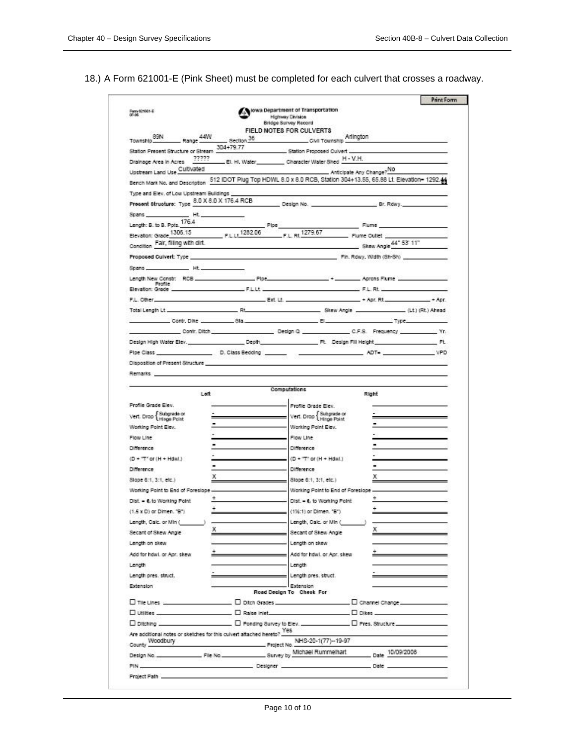18.) A Form 621001-E (Pink Sheet) must be completed for each culvert that crosses a roadway.

Print Form

Form 621001-E
07-05

Iowa Department of Transportation
Highway Division
Bridge Survey Record

**FIELD NOTES FOR CULVERTS**

Township 89N Range 44W Section 36 Civil Township Arlington

Station Present Structure or Stream 304+79.77 Station Proposed Culvert

Drainage Area in Acres ????? El. Hi. Water Character Water Shed H - V.H.

Upstream Land Use Cultivated Anticipate Any Change? No

Bench Mark No. and Description 512 IDOT Plug Top HDWL 8.0 x 8.0 RCB, Station 304+13.55, 65.88 Lt. Elevation= 1292.44

Type and Elev. of Low Upstream Buildings

**Present Structure:** Type 8.0 X 8.0 X 176.4 RCB Design No. Br. Rdwy.

Spans Ht.

Length: B. to B. Ppts. 176.4 Pipe Flume

Elevation: Grade 1306.15 F.L.Lt. 1282.06 F.L. Rt. 1279.67 Flume Outlet

Condition Fair, filling with dirt. Skew Angle 44° 53' 11"

**Proposed Culvert:** Type Fin. Rdwy. Width (Sh-Sh)

Spans Ht.

Length New Constr: RCB Pipe + Aprons Flume

Profile Elevation: Grade F.L.Lt. F.L. Rt.

F.L. Other Ext. Lt. + Apr. Rt. + Apr.

Total Length Lt. Rt. Skew Angle (Lt.) (Rt.) Ahead

Contr. Dike Sta. El. Type

Contr. Ditch Design Q C.F.S. Frequency Yr.

Design High Water Elev. Depth Ft. Design Fill Height Ft.

Pipe Class D. Class Bedding ADT= VPD

Disposition of Present Structure

Remarks

**Computations**

| Left | | Right | |
|---|---|---|---|
| Profile Grade Elev. | | Profile Grade Elev. | |
| Vert. Drop {Subgrade or Hinge Point | - | Vert. Drop {Subgrade or Hinge Point | - |
| Working Point Elev. | = | Working Point Elev. | = |
| Flow Line | - | Flow Line | - |
| Difference | = | Difference | = |
| (D + "T" or (H + Hdwl.) | - | (D + "T" or (H + Hdwl.) | - |
| Difference | = | Difference | = |
| Slope 6:1, 3:1, etc.) | X | Slope 6:1, 3:1, etc.) | X |
| Working Point to End of Foreslope | | Working Point to End of Foreslope | |
| Dist. = ℄ to Working Point | + | Dist. = ℄ to Working Point | + |
| (1.5 x D) or Dimen. "B") | + | (1½:1) or Dimen. "B") | + |
| Length, Calc. or Min ( ) | | Length, Calc. or Min ( ) | |
| Secant of Skew Angle | X | Secant of Skew Angle | X |
| Length on skew | | Length on skew | |
| Add for hdwl. or Apr. skew | + | Add for hdwl. or Apr. skew | + |
| Length | | Length | |
| Length pres. struct. | - | Length pres. struct. | - |
| Extension | | Extension | |

**Road Design To Check For**

☐ Tile Lines ☐ Ditch Grades ☐ Channel Change

☐ Utilities ☐ Raise Inlet ☐ Dikes

☐ Ditching ☐ Ponding Survey to Elev. ☐ Pres. Structure

Are additional notes or sketches for this culvert attached hereto? Yes

County Woodbury Project No. NHS-20-1(77)--19-97

Design No. File No. Survey by Michael Rummelhart Date 10/09/2006

PIN Designer Date

Project Path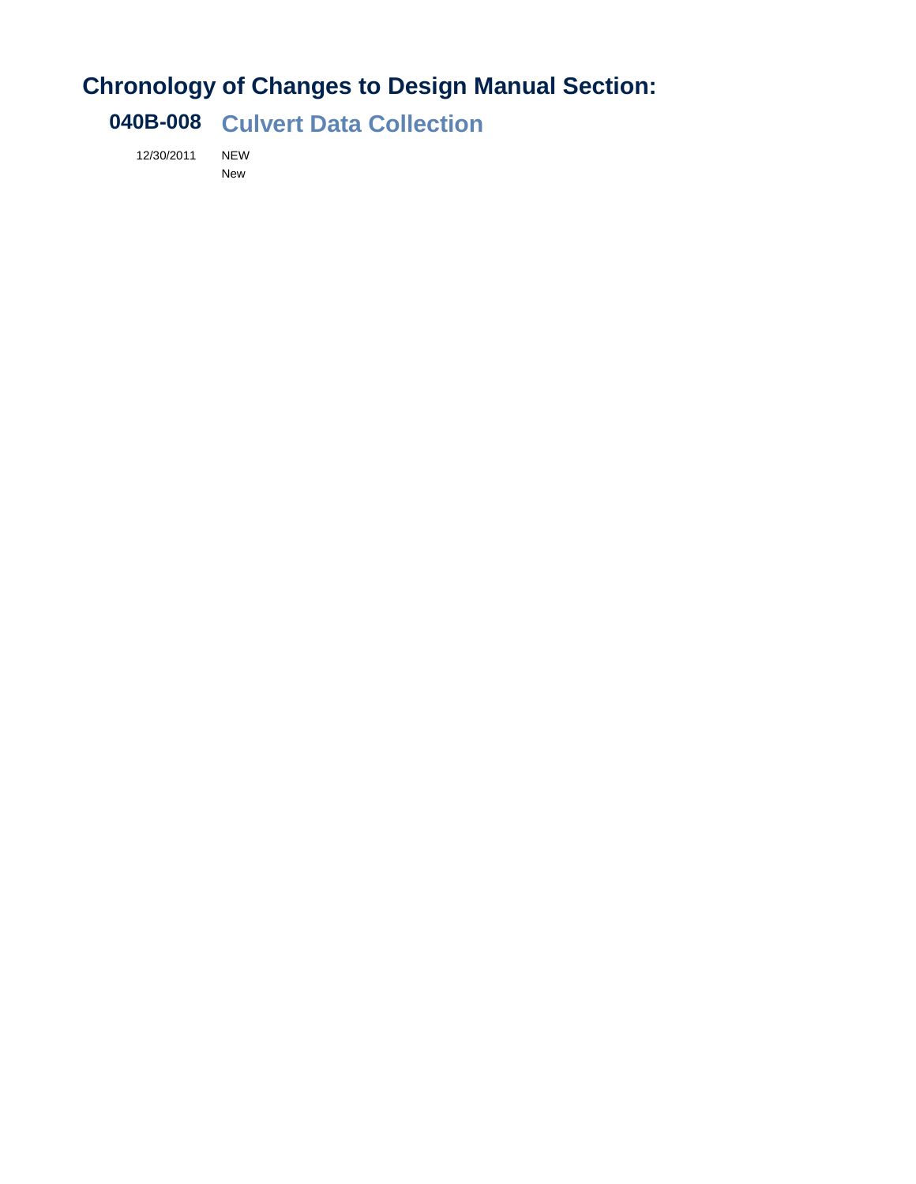# Chronology of Changes to Design Manual Section:

## 040B-008 Culvert Data Collection

12/30/2011 NEW

New